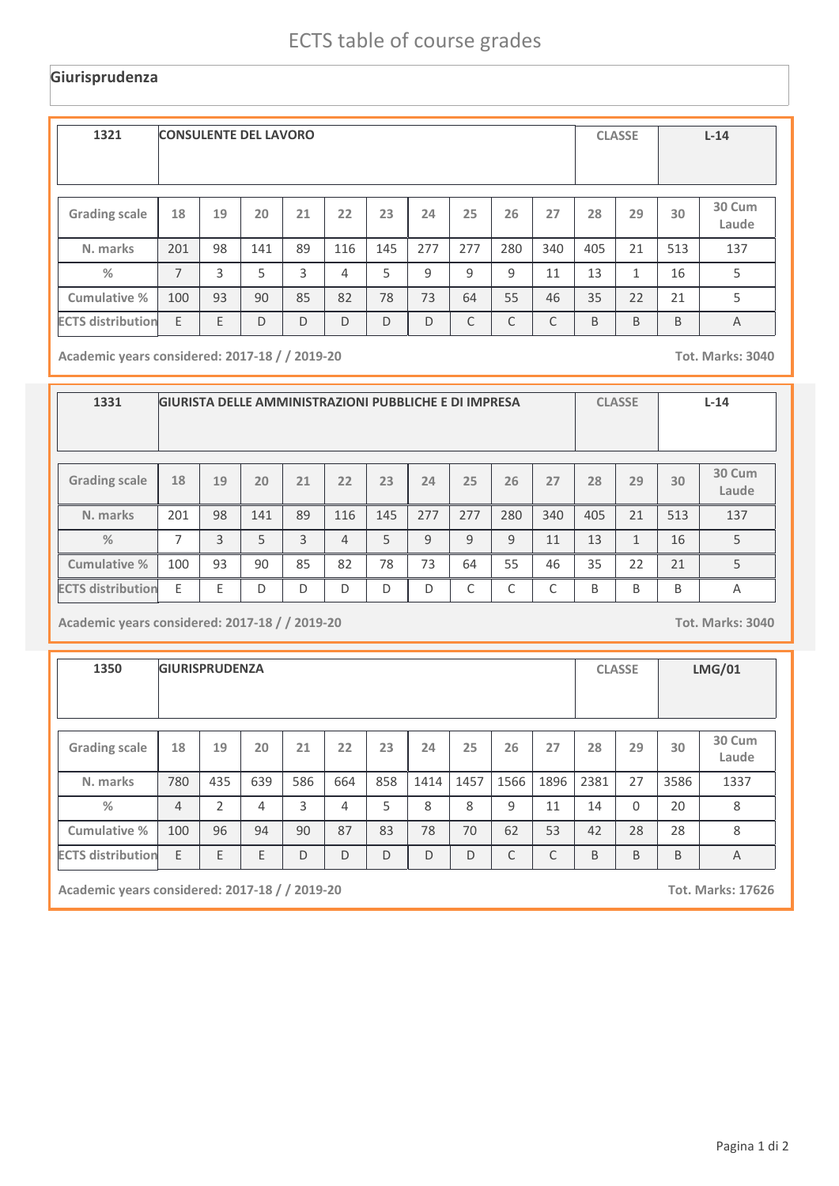# ECTS table of course grades

## Giurisprudenza

| 1321 | CONSULENTE DEL LAVORO | CLASSE | L-14 |
|---|---|---|---|

| Grading scale | 18 | 19 | 20 | 21 | 22 | 23 | 24 | 25 | 26 | 27 | 28 | 29 | 30 | 30 Cum Laude |
|---|---|---|---|---|---|---|---|---|---|---|---|---|---|---|
| N. marks | 201 | 98 | 141 | 89 | 116 | 145 | 277 | 277 | 280 | 340 | 405 | 21 | 513 | 137 |
| % | 7 | 3 | 5 | 3 | 4 | 5 | 9 | 9 | 9 | 11 | 13 | 1 | 16 | 5 |
| Cumulative % | 100 | 93 | 90 | 85 | 82 | 78 | 73 | 64 | 55 | 46 | 35 | 22 | 21 | 5 |
| ECTS distribution | E | E | D | D | D | D | D | C | C | C | B | B | B | A |

Academic years considered: 2017-18 / / 2019-20 — Tot. Marks: 3040

| 1331 | GIURISTA DELLE AMMINISTRAZIONI PUBBLICHE E DI IMPRESA | CLASSE | L-14 |
|---|---|---|---|

| Grading scale | 18 | 19 | 20 | 21 | 22 | 23 | 24 | 25 | 26 | 27 | 28 | 29 | 30 | 30 Cum Laude |
|---|---|---|---|---|---|---|---|---|---|---|---|---|---|---|
| N. marks | 201 | 98 | 141 | 89 | 116 | 145 | 277 | 277 | 280 | 340 | 405 | 21 | 513 | 137 |
| % | 7 | 3 | 5 | 3 | 4 | 5 | 9 | 9 | 9 | 11 | 13 | 1 | 16 | 5 |
| Cumulative % | 100 | 93 | 90 | 85 | 82 | 78 | 73 | 64 | 55 | 46 | 35 | 22 | 21 | 5 |
| ECTS distribution | E | E | D | D | D | D | D | C | C | C | B | B | B | A |

Academic years considered: 2017-18 / / 2019-20 — Tot. Marks: 3040

| 1350 | GIURISPRUDENZA | CLASSE | LMG/01 |
|---|---|---|---|

| Grading scale | 18 | 19 | 20 | 21 | 22 | 23 | 24 | 25 | 26 | 27 | 28 | 29 | 30 | 30 Cum Laude |
|---|---|---|---|---|---|---|---|---|---|---|---|---|---|---|
| N. marks | 780 | 435 | 639 | 586 | 664 | 858 | 1414 | 1457 | 1566 | 1896 | 2381 | 27 | 3586 | 1337 |
| % | 4 | 2 | 4 | 3 | 4 | 5 | 8 | 8 | 9 | 11 | 14 | 0 | 20 | 8 |
| Cumulative % | 100 | 96 | 94 | 90 | 87 | 83 | 78 | 70 | 62 | 53 | 42 | 28 | 28 | 8 |
| ECTS distribution | E | E | E | D | D | D | D | D | C | C | B | B | B | A |

Academic years considered: 2017-18 / / 2019-20 — Tot. Marks: 17626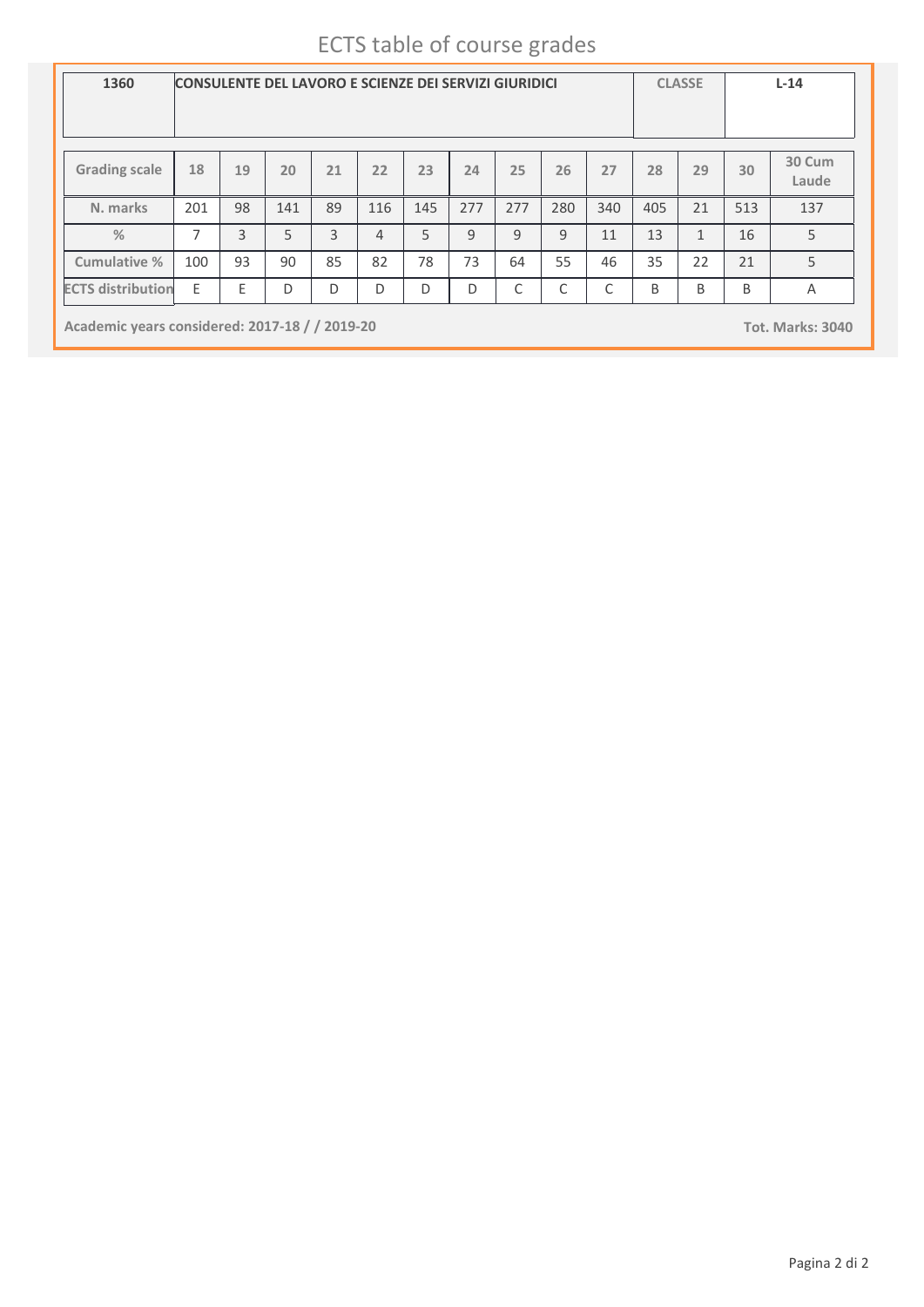# ECTS table of course grades

| 1360 | CONSULENTE DEL LAVORO E SCIENZE DEI SERVIZI GIURIDICI | CLASSE | L-14 |
|---|---|---|---|

| Grading scale | 18 | 19 | 20 | 21 | 22 | 23 | 24 | 25 | 26 | 27 | 28 | 29 | 30 | 30 Cum Laude |
|---|---|---|---|---|---|---|---|---|---|---|---|---|---|---|
| N. marks | 201 | 98 | 141 | 89 | 116 | 145 | 277 | 277 | 280 | 340 | 405 | 21 | 513 | 137 |
| % | 7 | 3 | 5 | 3 | 4 | 5 | 9 | 9 | 9 | 11 | 13 | 1 | 16 | 5 |
| Cumulative % | 100 | 93 | 90 | 85 | 82 | 78 | 73 | 64 | 55 | 46 | 35 | 22 | 21 | 5 |
| ECTS distribution | E | E | D | D | D | D | D | C | C | C | B | B | B | A |

Academic years considered: 2017-18 / / 2019-20

Tot. Marks: 3040